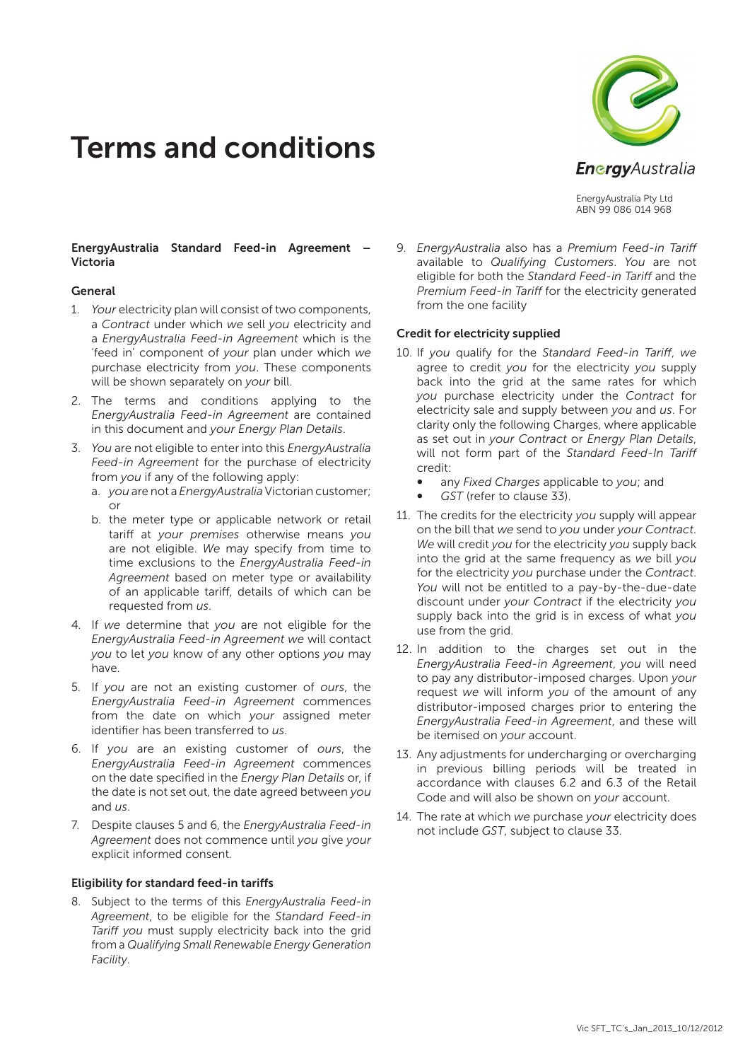# Terms and conditions

EnergyAustralia Pty Ltd
ABN 99 086 014 968

**EnergyAustralia Standard Feed-in Agreement – Victoria**

**General**

1. *Your* electricity plan will consist of two components, a *Contract* under which *we* sell *you* electricity and a *EnergyAustralia Feed-in Agreement* which is the 'feed in' component of *your* plan under which *we* purchase electricity from *you*. These components will be shown separately on *your* bill.
2. The terms and conditions applying to the *EnergyAustralia Feed-in Agreement* are contained in this document and *your Energy Plan Details*.
3. *You* are not eligible to enter into this *EnergyAustralia Feed-in Agreement* for the purchase of electricity from *you* if any of the following apply:
   a. *you* are not a *EnergyAustralia* Victorian customer; or
   b. the meter type or applicable network or retail tariff at *your premises* otherwise means *you* are not eligible. *We* may specify from time to time exclusions to the *EnergyAustralia Feed-in Agreement* based on meter type or availability of an applicable tariff, details of which can be requested from *us*.
4. If *we* determine that *you* are not eligible for the *EnergyAustralia Feed-in Agreement we* will contact *you* to let *you* know of any other options *you* may have.
5. If *you* are not an existing customer of *ours*, the *EnergyAustralia Feed-in Agreement* commences from the date on which *your* assigned meter identifier has been transferred to *us*.
6. If *you* are an existing customer of *ours*, the *EnergyAustralia Feed-in Agreement* commences on the date specified in the *Energy Plan Details* or, if the date is not set out, the date agreed between *you* and *us*.
7. Despite clauses 5 and 6, the *EnergyAustralia Feed-in Agreement* does not commence until *you* give *your* explicit informed consent.

**Eligibility for standard feed-in tariffs**

8. Subject to the terms of this *EnergyAustralia Feed-in Agreement*, to be eligible for the *Standard Feed-in Tariff you* must supply electricity back into the grid from a *Qualifying Small Renewable Energy Generation Facility*.
9. *EnergyAustralia* also has a *Premium Feed-in Tariff* available to *Qualifying Customers*. *You* are not eligible for both the *Standard Feed-in Tariff* and the *Premium Feed-in Tariff* for the electricity generated from the one facility

**Credit for electricity supplied**

10. If *you* qualify for the *Standard Feed-in Tariff*, *we* agree to credit *you* for the electricity *you* supply back into the grid at the same rates for which *you* purchase electricity under the *Contract* for electricity sale and supply between *you* and *us*. For clarity only the following Charges, where applicable as set out in *your Contract* or *Energy Plan Details*, will not form part of the *Standard Feed-In Tariff* credit:
    - any *Fixed Charges* applicable to *you*; and
    - *GST* (refer to clause 33).
11. The credits for the electricity *you* supply will appear on the bill that *we* send to *you* under *your Contract*. *We* will credit *you* for the electricity *you* supply back into the grid at the same frequency as *we* bill *you* for the electricity *you* purchase under the *Contract*. *You* will not be entitled to a pay-by-the-due-date discount under *your Contract* if the electricity *you* supply back into the grid is in excess of what *you* use from the grid.
12. In addition to the charges set out in the *EnergyAustralia Feed-in Agreement*, *you* will need to pay any distributor-imposed charges. Upon *your* request *we* will inform *you* of the amount of any distributor-imposed charges prior to entering the *EnergyAustralia Feed-in Agreement*, and these will be itemised on *your* account.
13. Any adjustments for undercharging or overcharging in previous billing periods will be treated in accordance with clauses 6.2 and 6.3 of the Retail Code and will also be shown on *your* account.
14. The rate at which *we* purchase *your* electricity does not include *GST*, subject to clause 33.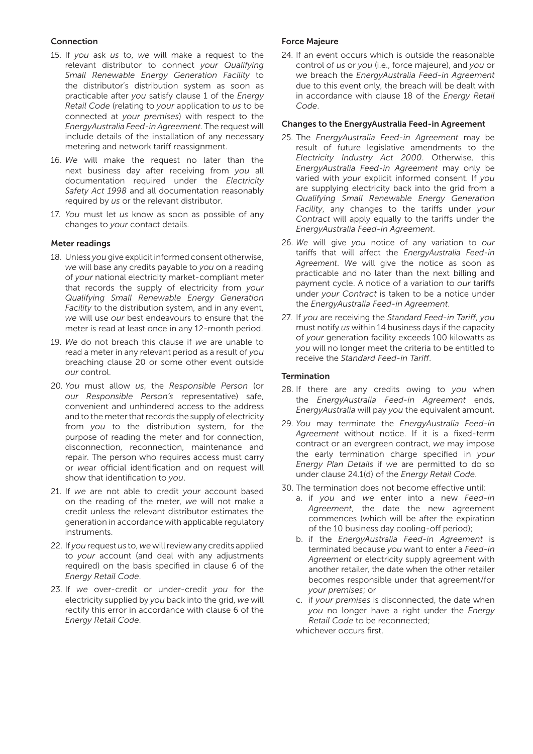### Connection

15. If *you* ask *us* to, *we* will make a request to the relevant distributor to connect *your Qualifying Small Renewable Energy Generation Facility* to the distributor's distribution system as soon as practicable after *you* satisfy clause 1 of the *Energy Retail Code* (relating to *your* application to *us* to be connected at *your premises*) with respect to the *EnergyAustralia Feed-in Agreement*. The request will include details of the installation of any necessary metering and network tariff reassignment.
16. *We* will make the request no later than the next business day after receiving from *you* all documentation required under the *Electricity Safety Act 1998* and all documentation reasonably required by *us* or the relevant distributor.
17. *You* must let *us* know as soon as possible of any changes to *your* contact details.

### Meter readings

18. Unless *you* give explicit informed consent otherwise, *we* will base any credits payable to *you* on a reading of *your* national electricity market-compliant meter that records the supply of electricity from *your Qualifying Small Renewable Energy Generation Facility* to the distribution system, and in any event, *we* will use *our* best endeavours to ensure that the meter is read at least once in any 12-month period.
19. *We* do not breach this clause if *we* are unable to read a meter in any relevant period as a result of *you* breaching clause 20 or some other event outside *our* control.
20. *You* must allow *us*, the *Responsible Person* (or *our Responsible Person's* representative) safe, convenient and unhindered access to the address and to the meter that records the supply of electricity from *you* to the distribution system, for the purpose of reading the meter and for connection, disconnection, reconnection, maintenance and repair. The person who requires access must carry or *we*ar official identification and on request will show that identification to *you*.
21. If *we* are not able to credit *your* account based on the reading of the meter, *we* will not make a credit unless the relevant distributor estimates the generation in accordance with applicable regulatory instruments.
22. If *you* request *us* to, *we* will review any credits applied to *your* account (and deal with any adjustments required) on the basis specified in clause 6 of the *Energy Retail Code*.
23. If *we* over-credit or under-credit *you* for the electricity supplied by *you* back into the grid, *we* will rectify this error in accordance with clause 6 of the *Energy Retail Code*.

### Force Majeure

24. If an event occurs which is outside the reasonable control of *us* or *you* (i.e., force majeure), and *you* or *we* breach the *EnergyAustralia Feed-in Agreement* due to this event only, the breach will be dealt with in accordance with clause 18 of the *Energy Retail Code*.

### Changes to the EnergyAustralia Feed-in Agreement

25. The *EnergyAustralia Feed-in Agreement* may be result of future legislative amendments to the *Electricity Industry Act 2000*. Otherwise, this *EnergyAustralia Feed-in Agreement* may only be varied with *your* explicit informed consent. If *you* are supplying electricity back into the grid from a *Qualifying Small Renewable Energy Generation Facility*, any changes to the tariffs under *your Contract* will apply equally to the tariffs under the *EnergyAustralia Feed-in Agreement*.
26. *We* will give *you* notice of any variation to *our* tariffs that will affect the *EnergyAustralia Feed-in Agreement*. *We* will give the notice as soon as practicable and no later than the next billing and payment cycle. A notice of a variation to *our* tariffs under *your Contract* is taken to be a notice under the *EnergyAustralia Feed-in Agreement*.
27. If *you* are receiving the *Standard Feed-in Tariff*, *you* must notify *us* within 14 business days if the capacity of *your* generation facility exceeds 100 kilowatts as *you* will no longer meet the criteria to be entitled to receive the *Standard Feed-in Tariff*.

### Termination

28. If there are any credits owing to *you* when the *EnergyAustralia Feed-in Agreement* ends, *EnergyAustralia* will pay *you* the equivalent amount.
29. *You* may terminate the *EnergyAustralia Feed-in Agreement* without notice. If it is a fixed-term contract or an evergreen contract, *we* may impose the early termination charge specified in *your Energy Plan Details* if *we* are permitted to do so under clause 24.1(d) of the *Energy Retail Code*.
30. The termination does not become effective until:
    a. if *you* and *we* enter into a new *Feed-in Agreement*, the date the new agreement commences (which will be after the expiration of the 10 business day cooling-off period);
    b. if the *EnergyAustralia Feed-in Agreement* is terminated because *you* want to enter a *Feed-in Agreement* or electricity supply agreement with another retailer, the date when the other retailer becomes responsible under that agreement/for *your premises*; or
    c. if *your premises* is disconnected, the date when *you* no longer have a right under the *Energy Retail Code* to be reconnected;

    whichever occurs first.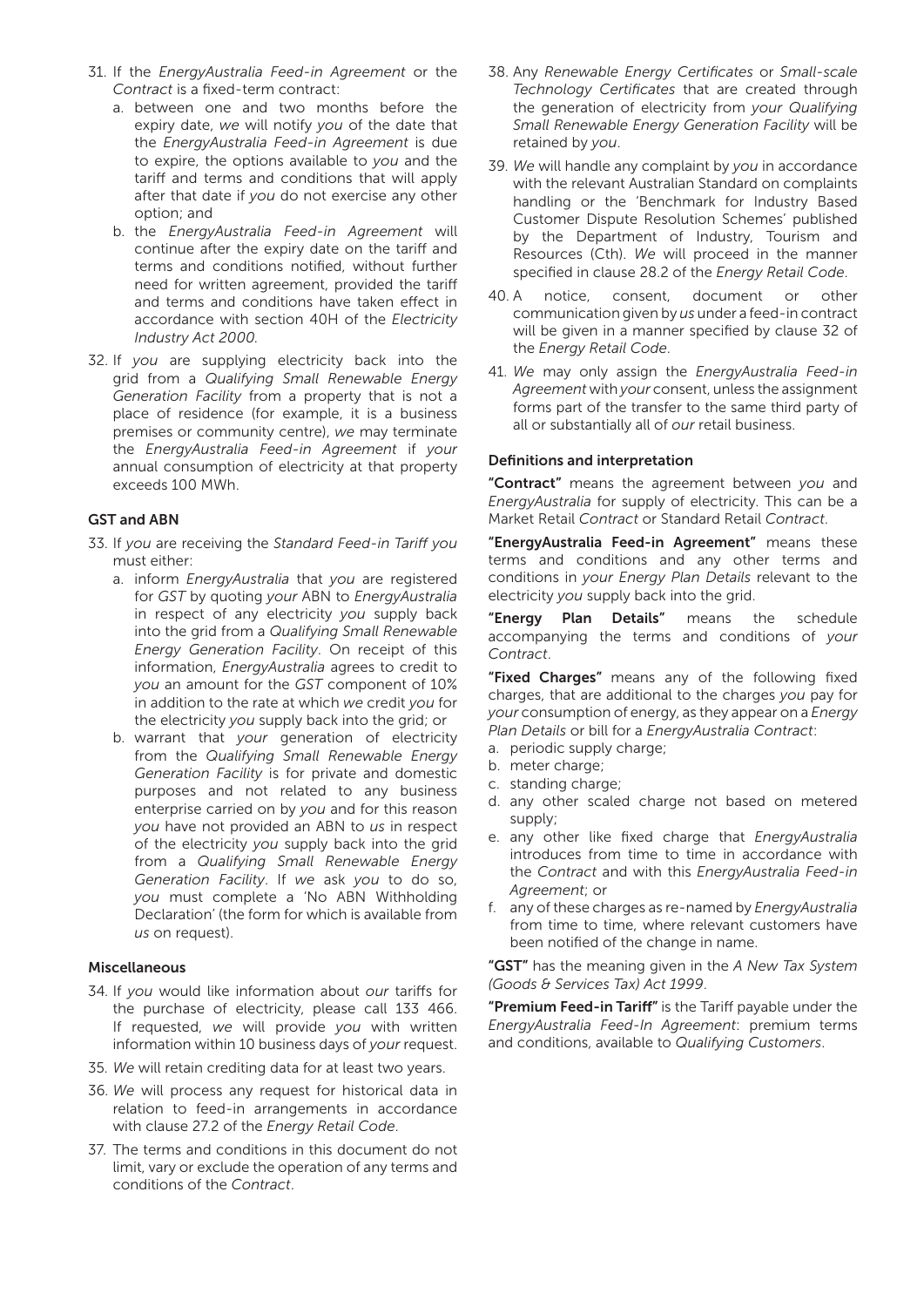31. If the *EnergyAustralia Feed-in Agreement* or the *Contract* is a fixed-term contract:
    a. between one and two months before the expiry date, *we* will notify *you* of the date that the *EnergyAustralia Feed-in Agreement* is due to expire, the options available to *you* and the tariff and terms and conditions that will apply after that date if *you* do not exercise any other option; and
    b. the *EnergyAustralia Feed-in Agreement* will continue after the expiry date on the tariff and terms and conditions notified, without further need for written agreement, provided the tariff and terms and conditions have taken effect in accordance with section 40H of the *Electricity Industry Act 2000.*

32. If *you* are supplying electricity back into the grid from a *Qualifying Small Renewable Energy Generation Facility* from a property that is not a place of residence (for example, it is a business premises or community centre), *we* may terminate the *EnergyAustralia Feed-in Agreement* if *your* annual consumption of electricity at that property exceeds 100 MWh.

### GST and ABN

33. If *you* are receiving the *Standard Feed-in Tariff you* must either:
    a. inform *EnergyAustralia* that *you* are registered for *GST* by quoting *your* ABN to *EnergyAustralia* in respect of any electricity *you* supply back into the grid from a *Qualifying Small Renewable Energy Generation Facility*. On receipt of this information, *EnergyAustralia* agrees to credit to *you* an amount for the *GST* component of 10% in addition to the rate at which *we* credit *you* for the electricity *you* supply back into the grid; or
    b. warrant that *your* generation of electricity from the *Qualifying Small Renewable Energy Generation Facility* is for private and domestic purposes and not related to any business enterprise carried on by *you* and for this reason *you* have not provided an ABN to *us* in respect of the electricity *you* supply back into the grid from a *Qualifying Small Renewable Energy Generation Facility*. If *we* ask *you* to do so, *you* must complete a 'No ABN Withholding Declaration' (the form for which is available from *us* on request).

### Miscellaneous

34. If *you* would like information about *our* tariffs for the purchase of electricity, please call 133 466. If requested, *we* will provide *you* with written information within 10 business days of *your* request.

35. *We* will retain crediting data for at least two years.

36. *We* will process any request for historical data in relation to feed-in arrangements in accordance with clause 27.2 of the *Energy Retail Code*.

37. The terms and conditions in this document do not limit, vary or exclude the operation of any terms and conditions of the *Contract*.

38. Any *Renewable Energy Certificates* or *Small-scale Technology Certificates* that are created through the generation of electricity from *your Qualifying Small Renewable Energy Generation Facility* will be retained by *you*.

39. *We* will handle any complaint by *you* in accordance with the relevant Australian Standard on complaints handling or the 'Benchmark for Industry Based Customer Dispute Resolution Schemes' published by the Department of Industry, Tourism and Resources (Cth). *We* will proceed in the manner specified in clause 28.2 of the *Energy Retail Code*.

40. A notice, consent, document or other communication given by *us* under a feed-in contract will be given in a manner specified by clause 32 of the *Energy Retail Code*.

41. *We* may only assign the *EnergyAustralia Feed-in Agreement* with *your* consent, unless the assignment forms part of the transfer to the same third party of all or substantially all of *our* retail business.

### Definitions and interpretation

**"Contract"** means the agreement between *you* and *EnergyAustralia* for supply of electricity. This can be a Market Retail *Contract* or Standard Retail *Contract*.

**"EnergyAustralia Feed-in Agreement"** means these terms and conditions and any other terms and conditions in *your Energy Plan Details* relevant to the electricity *you* supply back into the grid.

**"Energy Plan Details"** means the schedule accompanying the terms and conditions of *your Contract*.

**"Fixed Charges"** means any of the following fixed charges, that are additional to the charges *you* pay for *your* consumption of energy, as they appear on a *Energy Plan Details* or bill for a *EnergyAustralia Contract*:

a. periodic supply charge;
b. meter charge;
c. standing charge;
d. any other scaled charge not based on metered supply;
e. any other like fixed charge that *EnergyAustralia* introduces from time to time in accordance with the *Contract* and with this *EnergyAustralia Feed-in Agreement*; or
f. any of these charges as re-named by *EnergyAustralia* from time to time, where relevant customers have been notified of the change in name.

**"GST"** has the meaning given in the *A New Tax System (Goods & Services Tax) Act 1999*.

**"Premium Feed-in Tariff"** is the Tariff payable under the *EnergyAustralia Feed-In Agreement*: premium terms and conditions, available to *Qualifying Customers*.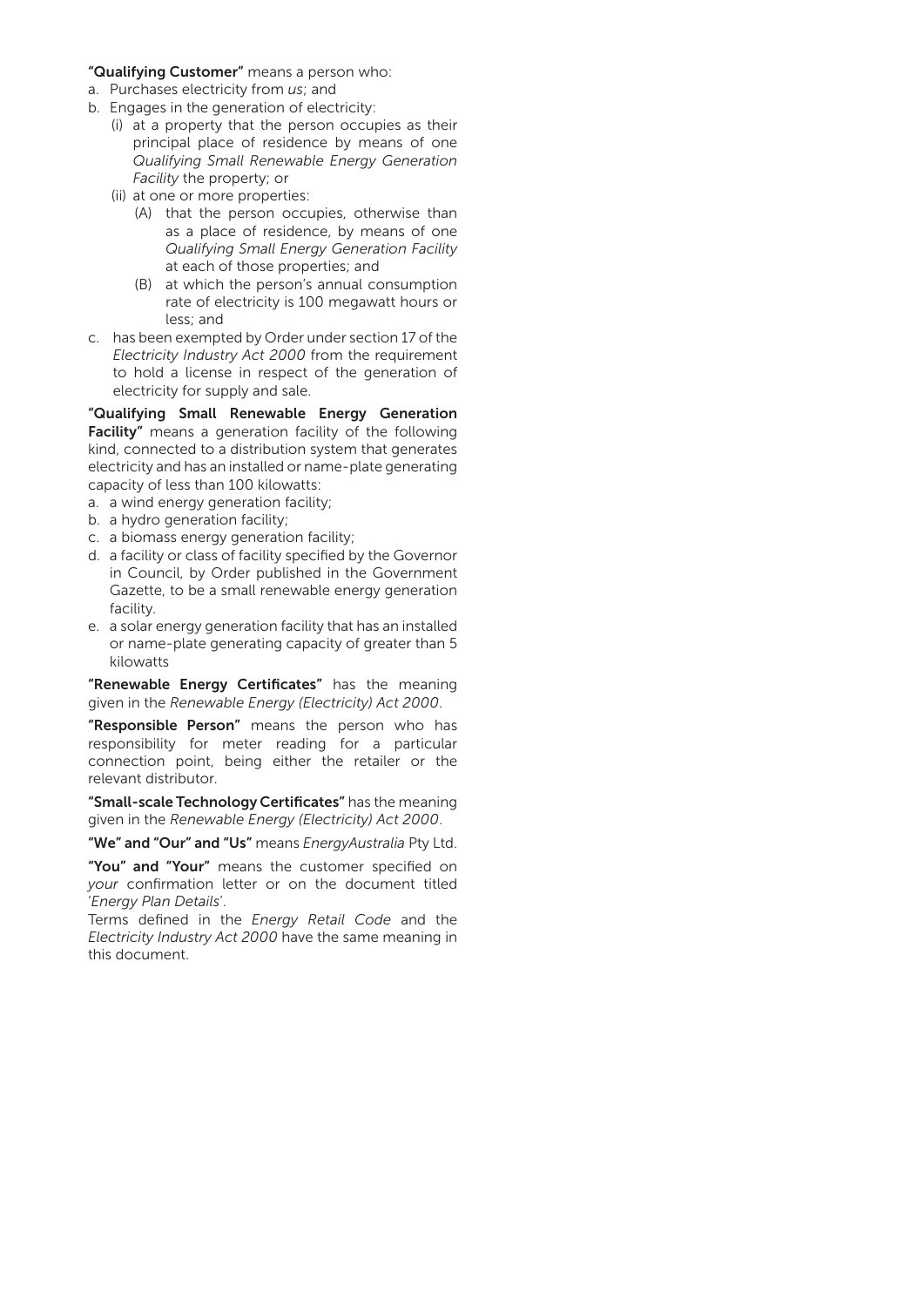**"Qualifying Customer"** means a person who:

a. Purchases electricity from *us*; and
b. Engages in the generation of electricity:
   (i) at a property that the person occupies as their principal place of residence by means of one *Qualifying Small Renewable Energy Generation Facility* the property; or
   (ii) at one or more properties:
      (A) that the person occupies, otherwise than as a place of residence, by means of one *Qualifying Small Energy Generation Facility* at each of those properties; and
      (B) at which the person's annual consumption rate of electricity is 100 megawatt hours or less; and
c. has been exempted by Order under section 17 of the *Electricity Industry Act 2000* from the requirement to hold a license in respect of the generation of electricity for supply and sale.

**"Qualifying Small Renewable Energy Generation Facility"** means a generation facility of the following kind, connected to a distribution system that generates electricity and has an installed or name-plate generating capacity of less than 100 kilowatts:

a. a wind energy generation facility;
b. a hydro generation facility;
c. a biomass energy generation facility;
d. a facility or class of facility specified by the Governor in Council, by Order published in the Government Gazette, to be a small renewable energy generation facility.
e. a solar energy generation facility that has an installed or name-plate generating capacity of greater than 5 kilowatts

**"Renewable Energy Certificates"** has the meaning given in the *Renewable Energy (Electricity) Act 2000*.

**"Responsible Person"** means the person who has responsibility for meter reading for a particular connection point, being either the retailer or the relevant distributor.

**"Small-scale Technology Certificates"** has the meaning given in the *Renewable Energy (Electricity) Act 2000*.

**"We" and "Our" and "Us"** means *EnergyAustralia* Pty Ltd.

**"You" and "Your"** means the customer specified on *your* confirmation letter or on the document titled '*Energy Plan Details*'.

Terms defined in the *Energy Retail Code* and the *Electricity Industry Act 2000* have the same meaning in this document.